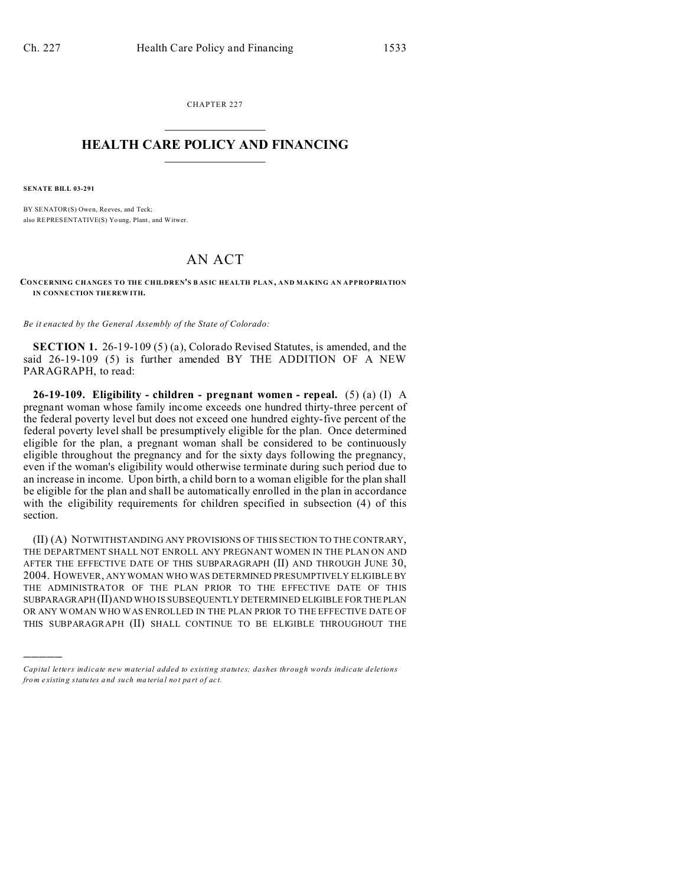CHAPTER 227

# HEALTH CARE POLICY AND FINANCING

**SENATE BILL 03-291**

BY SENATOR(S) Owen, Reeves, and Teck;
also REPRESENTATIVE(S) Young, Plant, and Witwer.

# AN ACT

**CONCERNING CHANGES TO THE CHILDREN'S BASIC HEALTH PLAN, AND MAKING AN APPROPRIATION IN CONNECTION THEREWITH.**

*Be it enacted by the General Assembly of the State of Colorado:*

**SECTION 1.** 26-19-109 (5) (a), Colorado Revised Statutes, is amended, and the said 26-19-109 (5) is further amended BY THE ADDITION OF A NEW PARAGRAPH, to read:

**26-19-109. Eligibility - children - pregnant women - repeal.** (5) (a) (I) A pregnant woman whose family income exceeds one hundred thirty-three percent of the federal poverty level but does not exceed one hundred eighty-five percent of the federal poverty level shall be presumptively eligible for the plan. Once determined eligible for the plan, a pregnant woman shall be considered to be continuously eligible throughout the pregnancy and for the sixty days following the pregnancy, even if the woman's eligibility would otherwise terminate during such period due to an increase in income. Upon birth, a child born to a woman eligible for the plan shall be eligible for the plan and shall be automatically enrolled in the plan in accordance with the eligibility requirements for children specified in subsection (4) of this section.

(II) (A) NOTWITHSTANDING ANY PROVISIONS OF THIS SECTION TO THE CONTRARY, THE DEPARTMENT SHALL NOT ENROLL ANY PREGNANT WOMEN IN THE PLAN ON AND AFTER THE EFFECTIVE DATE OF THIS SUBPARAGRAPH (II) AND THROUGH JUNE 30, 2004. HOWEVER, ANY WOMAN WHO WAS DETERMINED PRESUMPTIVELY ELIGIBLE BY THE ADMINISTRATOR OF THE PLAN PRIOR TO THE EFFECTIVE DATE OF THIS SUBPARAGRAPH (II) AND WHO IS SUBSEQUENTLY DETERMINED ELIGIBLE FOR THE PLAN OR ANY WOMAN WHO WAS ENROLLED IN THE PLAN PRIOR TO THE EFFECTIVE DATE OF THIS SUBPARAGRAPH (II) SHALL CONTINUE TO BE ELIGIBLE THROUGHOUT THE

---

*Capital letters indicate new material added to existing statutes; dashes through words indicate deletions from existing statutes and such material not part of act.*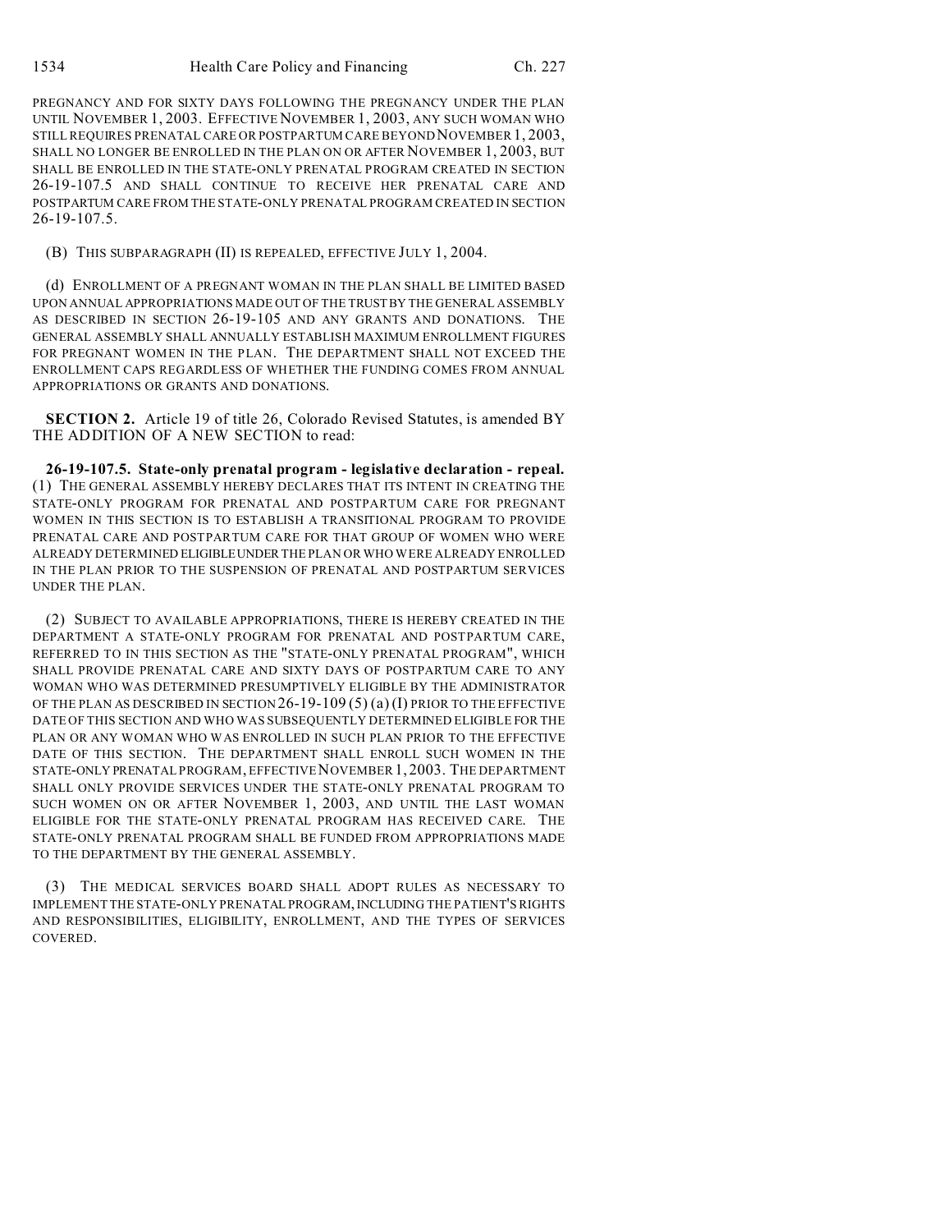PREGNANCY AND FOR SIXTY DAYS FOLLOWING THE PREGNANCY UNDER THE PLAN UNTIL NOVEMBER 1, 2003. EFFECTIVE NOVEMBER 1, 2003, ANY SUCH WOMAN WHO STILL REQUIRES PRENATAL CARE OR POSTPARTUM CARE BEYOND NOVEMBER 1, 2003, SHALL NO LONGER BE ENROLLED IN THE PLAN ON OR AFTER NOVEMBER 1, 2003, BUT SHALL BE ENROLLED IN THE STATE-ONLY PRENATAL PROGRAM CREATED IN SECTION 26-19-107.5 AND SHALL CONTINUE TO RECEIVE HER PRENATAL CARE AND POSTPARTUM CARE FROM THE STATE-ONLY PRENATAL PROGRAM CREATED IN SECTION 26-19-107.5.

(B) THIS SUBPARAGRAPH (II) IS REPEALED, EFFECTIVE JULY 1, 2004.

(d) ENROLLMENT OF A PREGNANT WOMAN IN THE PLAN SHALL BE LIMITED BASED UPON ANNUAL APPROPRIATIONS MADE OUT OF THE TRUST BY THE GENERAL ASSEMBLY AS DESCRIBED IN SECTION 26-19-105 AND ANY GRANTS AND DONATIONS. THE GENERAL ASSEMBLY SHALL ANNUALLY ESTABLISH MAXIMUM ENROLLMENT FIGURES FOR PREGNANT WOMEN IN THE PLAN. THE DEPARTMENT SHALL NOT EXCEED THE ENROLLMENT CAPS REGARDLESS OF WHETHER THE FUNDING COMES FROM ANNUAL APPROPRIATIONS OR GRANTS AND DONATIONS.

**SECTION 2.** Article 19 of title 26, Colorado Revised Statutes, is amended BY THE ADDITION OF A NEW SECTION to read:

**26-19-107.5. State-only prenatal program - legislative declaration - repeal.** (1) THE GENERAL ASSEMBLY HEREBY DECLARES THAT ITS INTENT IN CREATING THE STATE-ONLY PROGRAM FOR PRENATAL AND POSTPARTUM CARE FOR PREGNANT WOMEN IN THIS SECTION IS TO ESTABLISH A TRANSITIONAL PROGRAM TO PROVIDE PRENATAL CARE AND POSTPARTUM CARE FOR THAT GROUP OF WOMEN WHO WERE ALREADY DETERMINED ELIGIBLE UNDER THE PLAN OR WHO WERE ALREADY ENROLLED IN THE PLAN PRIOR TO THE SUSPENSION OF PRENATAL AND POSTPARTUM SERVICES UNDER THE PLAN.

(2) SUBJECT TO AVAILABLE APPROPRIATIONS, THERE IS HEREBY CREATED IN THE DEPARTMENT A STATE-ONLY PROGRAM FOR PRENATAL AND POSTPARTUM CARE, REFERRED TO IN THIS SECTION AS THE "STATE-ONLY PRENATAL PROGRAM", WHICH SHALL PROVIDE PRENATAL CARE AND SIXTY DAYS OF POSTPARTUM CARE TO ANY WOMAN WHO WAS DETERMINED PRESUMPTIVELY ELIGIBLE BY THE ADMINISTRATOR OF THE PLAN AS DESCRIBED IN SECTION 26-19-109 (5) (a) (I) PRIOR TO THE EFFECTIVE DATE OF THIS SECTION AND WHO WAS SUBSEQUENTLY DETERMINED ELIGIBLE FOR THE PLAN OR ANY WOMAN WHO WAS ENROLLED IN SUCH PLAN PRIOR TO THE EFFECTIVE DATE OF THIS SECTION. THE DEPARTMENT SHALL ENROLL SUCH WOMEN IN THE STATE-ONLY PRENATAL PROGRAM, EFFECTIVE NOVEMBER 1, 2003. THE DEPARTMENT SHALL ONLY PROVIDE SERVICES UNDER THE STATE-ONLY PRENATAL PROGRAM TO SUCH WOMEN ON OR AFTER NOVEMBER 1, 2003, AND UNTIL THE LAST WOMAN ELIGIBLE FOR THE STATE-ONLY PRENATAL PROGRAM HAS RECEIVED CARE. THE STATE-ONLY PRENATAL PROGRAM SHALL BE FUNDED FROM APPROPRIATIONS MADE TO THE DEPARTMENT BY THE GENERAL ASSEMBLY.

(3) THE MEDICAL SERVICES BOARD SHALL ADOPT RULES AS NECESSARY TO IMPLEMENT THE STATE-ONLY PRENATAL PROGRAM, INCLUDING THE PATIENT'S RIGHTS AND RESPONSIBILITIES, ELIGIBILITY, ENROLLMENT, AND THE TYPES OF SERVICES COVERED.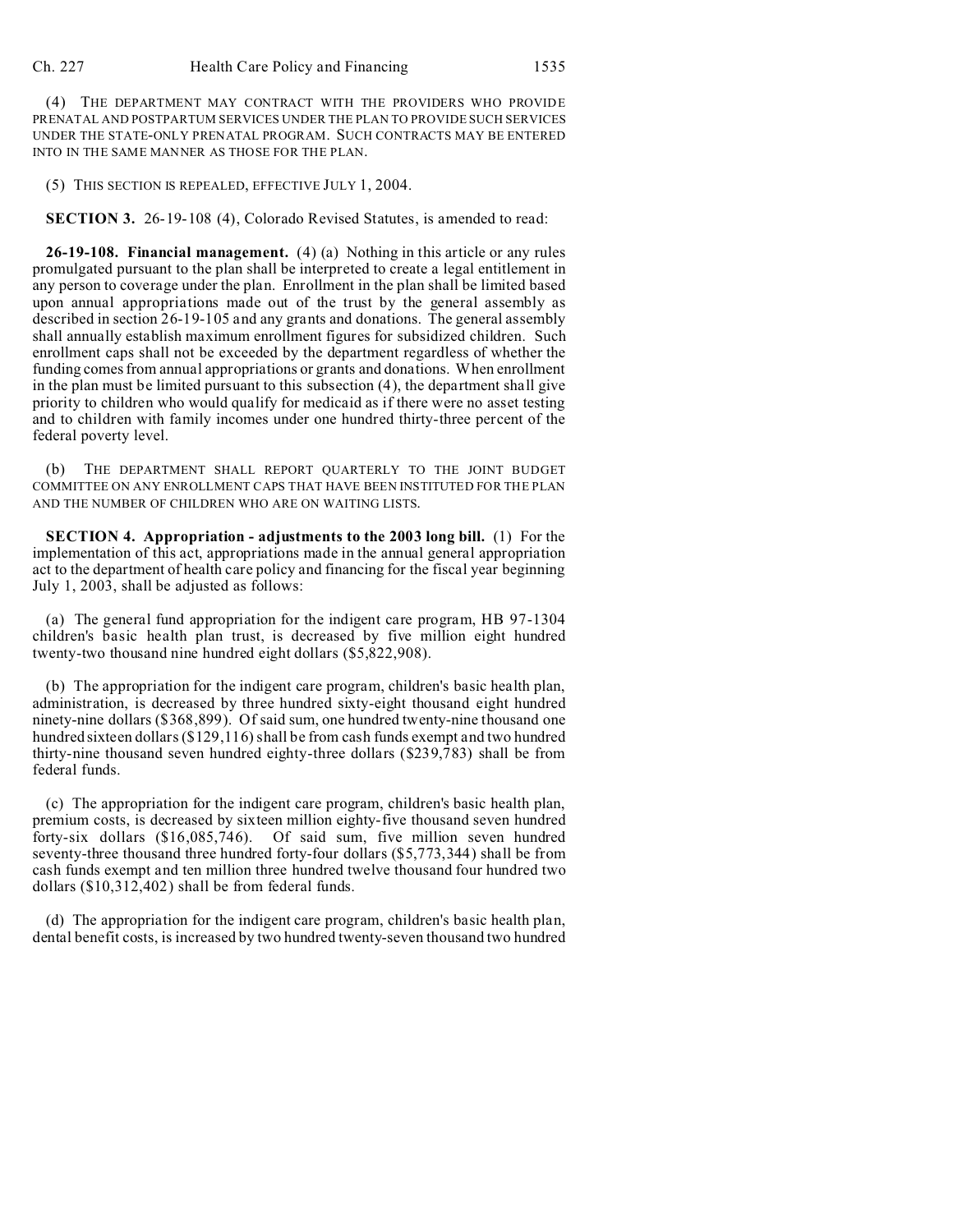(4) THE DEPARTMENT MAY CONTRACT WITH THE PROVIDERS WHO PROVIDE PRENATAL AND POSTPARTUM SERVICES UNDER THE PLAN TO PROVIDE SUCH SERVICES UNDER THE STATE-ONLY PRENATAL PROGRAM. SUCH CONTRACTS MAY BE ENTERED INTO IN THE SAME MANNER AS THOSE FOR THE PLAN.

(5) THIS SECTION IS REPEALED, EFFECTIVE JULY 1, 2004.

**SECTION 3.** 26-19-108 (4), Colorado Revised Statutes, is amended to read:

**26-19-108. Financial management.** (4) (a) Nothing in this article or any rules promulgated pursuant to the plan shall be interpreted to create a legal entitlement in any person to coverage under the plan. Enrollment in the plan shall be limited based upon annual appropriations made out of the trust by the general assembly as described in section 26-19-105 and any grants and donations. The general assembly shall annually establish maximum enrollment figures for subsidized children. Such enrollment caps shall not be exceeded by the department regardless of whether the funding comes from annual appropriations or grants and donations. When enrollment in the plan must be limited pursuant to this subsection (4), the department shall give priority to children who would qualify for medicaid as if there were no asset testing and to children with family incomes under one hundred thirty-three percent of the federal poverty level.

(b) THE DEPARTMENT SHALL REPORT QUARTERLY TO THE JOINT BUDGET COMMITTEE ON ANY ENROLLMENT CAPS THAT HAVE BEEN INSTITUTED FOR THE PLAN AND THE NUMBER OF CHILDREN WHO ARE ON WAITING LISTS.

**SECTION 4. Appropriation - adjustments to the 2003 long bill.** (1) For the implementation of this act, appropriations made in the annual general appropriation act to the department of health care policy and financing for the fiscal year beginning July 1, 2003, shall be adjusted as follows:

(a) The general fund appropriation for the indigent care program, HB 97-1304 children's basic health plan trust, is decreased by five million eight hundred twenty-two thousand nine hundred eight dollars ($5,822,908).

(b) The appropriation for the indigent care program, children's basic health plan, administration, is decreased by three hundred sixty-eight thousand eight hundred ninety-nine dollars ($368,899). Of said sum, one hundred twenty-nine thousand one hundred sixteen dollars ($129,116) shall be from cash funds exempt and two hundred thirty-nine thousand seven hundred eighty-three dollars ($239,783) shall be from federal funds.

(c) The appropriation for the indigent care program, children's basic health plan, premium costs, is decreased by sixteen million eighty-five thousand seven hundred forty-six dollars ($16,085,746). Of said sum, five million seven hundred seventy-three thousand three hundred forty-four dollars ($5,773,344) shall be from cash funds exempt and ten million three hundred twelve thousand four hundred two dollars ($10,312,402) shall be from federal funds.

(d) The appropriation for the indigent care program, children's basic health plan, dental benefit costs, is increased by two hundred twenty-seven thousand two hundred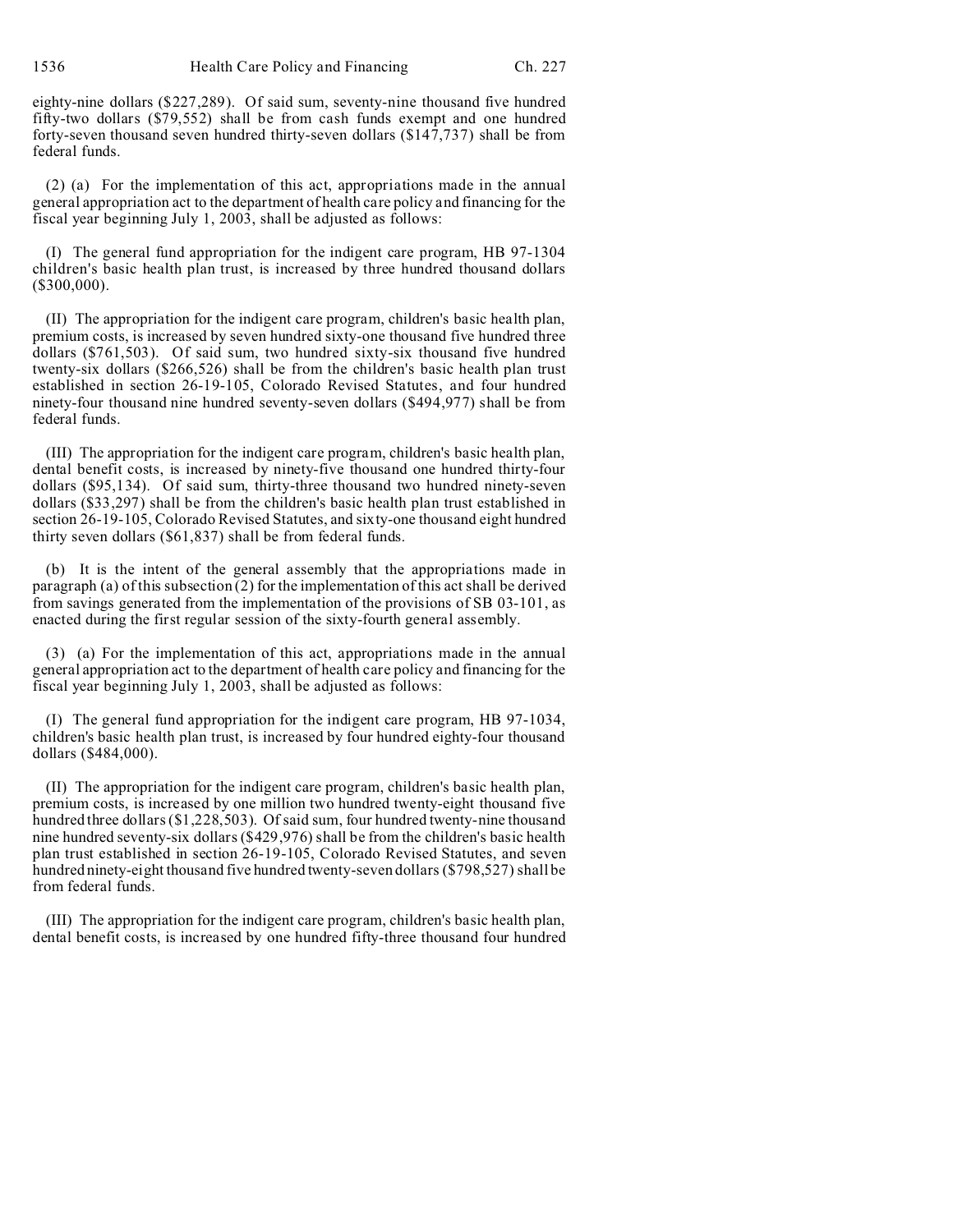eighty-nine dollars ($227,289). Of said sum, seventy-nine thousand five hundred fifty-two dollars ($79,552) shall be from cash funds exempt and one hundred forty-seven thousand seven hundred thirty-seven dollars ($147,737) shall be from federal funds.

(2) (a) For the implementation of this act, appropriations made in the annual general appropriation act to the department of health care policy and financing for the fiscal year beginning July 1, 2003, shall be adjusted as follows:

(I) The general fund appropriation for the indigent care program, HB 97-1304 children's basic health plan trust, is increased by three hundred thousand dollars ($300,000).

(II) The appropriation for the indigent care program, children's basic health plan, premium costs, is increased by seven hundred sixty-one thousand five hundred three dollars ($761,503). Of said sum, two hundred sixty-six thousand five hundred twenty-six dollars ($266,526) shall be from the children's basic health plan trust established in section 26-19-105, Colorado Revised Statutes, and four hundred ninety-four thousand nine hundred seventy-seven dollars ($494,977) shall be from federal funds.

(III) The appropriation for the indigent care program, children's basic health plan, dental benefit costs, is increased by ninety-five thousand one hundred thirty-four dollars ($95,134). Of said sum, thirty-three thousand two hundred ninety-seven dollars ($33,297) shall be from the children's basic health plan trust established in section 26-19-105, Colorado Revised Statutes, and sixty-one thousand eight hundred thirty seven dollars ($61,837) shall be from federal funds.

(b) It is the intent of the general assembly that the appropriations made in paragraph (a) of this subsection (2) for the implementation of this act shall be derived from savings generated from the implementation of the provisions of SB 03-101, as enacted during the first regular session of the sixty-fourth general assembly.

(3) (a) For the implementation of this act, appropriations made in the annual general appropriation act to the department of health care policy and financing for the fiscal year beginning July 1, 2003, shall be adjusted as follows:

(I) The general fund appropriation for the indigent care program, HB 97-1034, children's basic health plan trust, is increased by four hundred eighty-four thousand dollars ($484,000).

(II) The appropriation for the indigent care program, children's basic health plan, premium costs, is increased by one million two hundred twenty-eight thousand five hundred three dollars ($1,228,503). Of said sum, four hundred twenty-nine thousand nine hundred seventy-six dollars ($429,976) shall be from the children's basic health plan trust established in section 26-19-105, Colorado Revised Statutes, and seven hundred ninety-eight thousand five hundred twenty-seven dollars ($798,527) shall be from federal funds.

(III) The appropriation for the indigent care program, children's basic health plan, dental benefit costs, is increased by one hundred fifty-three thousand four hundred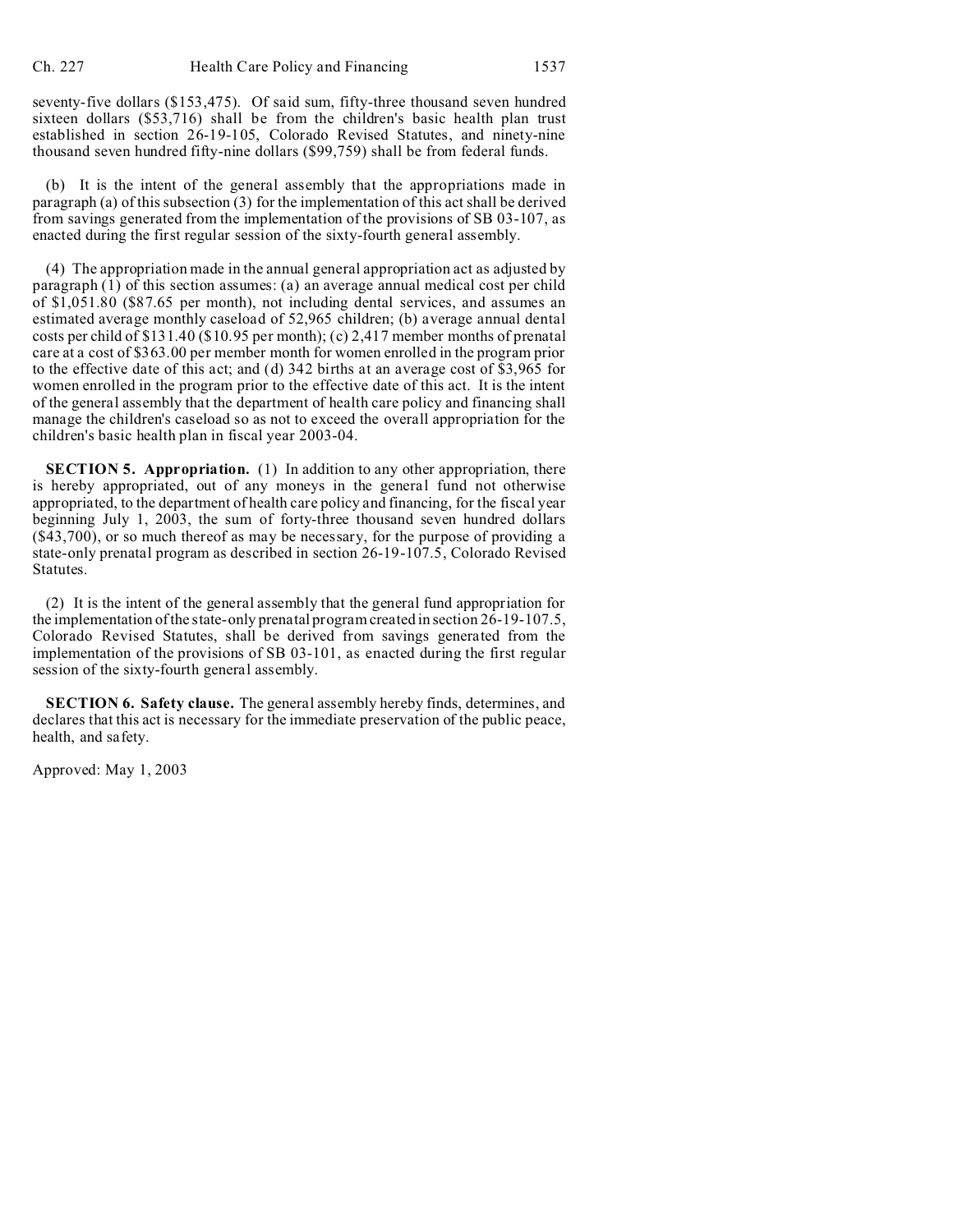seventy-five dollars ($153,475). Of said sum, fifty-three thousand seven hundred sixteen dollars ($53,716) shall be from the children's basic health plan trust established in section 26-19-105, Colorado Revised Statutes, and ninety-nine thousand seven hundred fifty-nine dollars ($99,759) shall be from federal funds.

(b) It is the intent of the general assembly that the appropriations made in paragraph (a) of this subsection (3) for the implementation of this act shall be derived from savings generated from the implementation of the provisions of SB 03-107, as enacted during the first regular session of the sixty-fourth general assembly.

(4) The appropriation made in the annual general appropriation act as adjusted by paragraph (1) of this section assumes: (a) an average annual medical cost per child of $1,051.80 ($87.65 per month), not including dental services, and assumes an estimated average monthly caseload of 52,965 children; (b) average annual dental costs per child of $131.40 ($10.95 per month); (c) 2,417 member months of prenatal care at a cost of $363.00 per member month for women enrolled in the program prior to the effective date of this act; and (d) 342 births at an average cost of $3,965 for women enrolled in the program prior to the effective date of this act. It is the intent of the general assembly that the department of health care policy and financing shall manage the children's caseload so as not to exceed the overall appropriation for the children's basic health plan in fiscal year 2003-04.

**SECTION 5. Appropriation.** (1) In addition to any other appropriation, there is hereby appropriated, out of any moneys in the general fund not otherwise appropriated, to the department of health care policy and financing, for the fiscal year beginning July 1, 2003, the sum of forty-three thousand seven hundred dollars ($43,700), or so much thereof as may be necessary, for the purpose of providing a state-only prenatal program as described in section 26-19-107.5, Colorado Revised Statutes.

(2) It is the intent of the general assembly that the general fund appropriation for the implementation of the state-only prenatal program created in section 26-19-107.5, Colorado Revised Statutes, shall be derived from savings generated from the implementation of the provisions of SB 03-101, as enacted during the first regular session of the sixty-fourth general assembly.

**SECTION 6. Safety clause.** The general assembly hereby finds, determines, and declares that this act is necessary for the immediate preservation of the public peace, health, and safety.

Approved: May 1, 2003